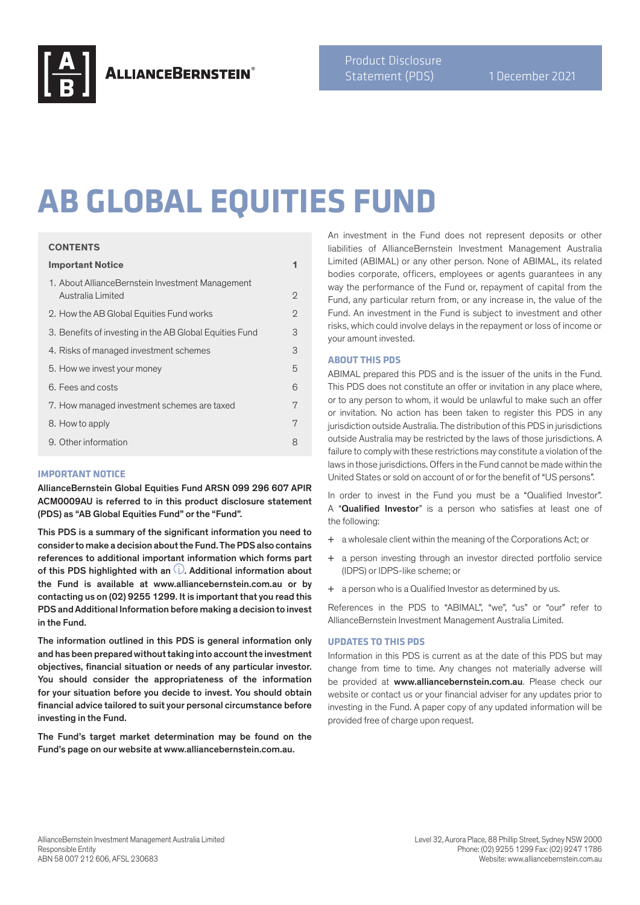Product Disclosure Statement (PDS) 1 December 2021

# AB GLOBAL EQUITIES FUND

## CONTENTS

| | |
|---|---|
| **Important Notice** | **1** |
| 1. About AllianceBernstein Investment Management Australia Limited | 2 |
| 2. How the AB Global Equities Fund works | 2 |
| 3. Benefits of investing in the AB Global Equities Fund | 3 |
| 4. Risks of managed investment schemes | 3 |
| 5. How we invest your money | 5 |
| 6. Fees and costs | 6 |
| 7. How managed investment schemes are taxed | 7 |
| 8. How to apply | 7 |
| 9. Other information | 8 |

## IMPORTANT NOTICE

**AllianceBernstein Global Equities Fund ARSN 099 296 607 APIR ACM0009AU is referred to in this product disclosure statement (PDS) as "AB Global Equities Fund" or the "Fund".**

**This PDS is a summary of the significant information you need to consider to make a decision about the Fund. The PDS also contains references to additional important information which forms part of this PDS highlighted with an ⓘ. Additional information about the Fund is available at www.alliancebernstein.com.au or by contacting us on (02) 9255 1299. It is important that you read this PDS and Additional Information before making a decision to invest in the Fund.**

**The information outlined in this PDS is general information only and has been prepared without taking into account the investment objectives, financial situation or needs of any particular investor. You should consider the appropriateness of the information for your situation before you decide to invest. You should obtain financial advice tailored to suit your personal circumstance before investing in the Fund.**

**The Fund's target market determination may be found on the Fund's page on our website at www.alliancebernstein.com.au.**

An investment in the Fund does not represent deposits or other liabilities of AllianceBernstein Investment Management Australia Limited (ABIMAL) or any other person. None of ABIMAL, its related bodies corporate, officers, employees or agents guarantees in any way the performance of the Fund or, repayment of capital from the Fund, any particular return from, or any increase in, the value of the Fund. An investment in the Fund is subject to investment and other risks, which could involve delays in the repayment or loss of income or your amount invested.

## ABOUT THIS PDS

ABIMAL prepared this PDS and is the issuer of the units in the Fund. This PDS does not constitute an offer or invitation in any place where, or to any person to whom, it would be unlawful to make such an offer or invitation. No action has been taken to register this PDS in any jurisdiction outside Australia. The distribution of this PDS in jurisdictions outside Australia may be restricted by the laws of those jurisdictions. A failure to comply with these restrictions may constitute a violation of the laws in those jurisdictions. Offers in the Fund cannot be made within the United States or sold on account of or for the benefit of "US persons".

In order to invest in the Fund you must be a "Qualified Investor". A "**Qualified Investor**" is a person who satisfies at least one of the following:

+ a wholesale client within the meaning of the Corporations Act; or
+ a person investing through an investor directed portfolio service (IDPS) or IDPS-like scheme; or
+ a person who is a Qualified Investor as determined by us.

References in the PDS to "ABIMAL", "we", "us" or "our" refer to AllianceBernstein Investment Management Australia Limited.

## UPDATES TO THIS PDS

Information in this PDS is current as at the date of this PDS but may change from time to time. Any changes not materially adverse will be provided at **www.alliancebernstein.com.au**. Please check our website or contact us or your financial adviser for any updates prior to investing in the Fund. A paper copy of any updated information will be provided free of charge upon request.

AllianceBernstein Investment Management Australia Limited
Responsible Entity
ABN 58 007 212 606, AFSL 230683

Level 32, Aurora Place, 88 Phillip Street, Sydney NSW 2000
Phone: (02) 9255 1299 Fax: (02) 9247 1786
Website: www.alliancebernstein.com.au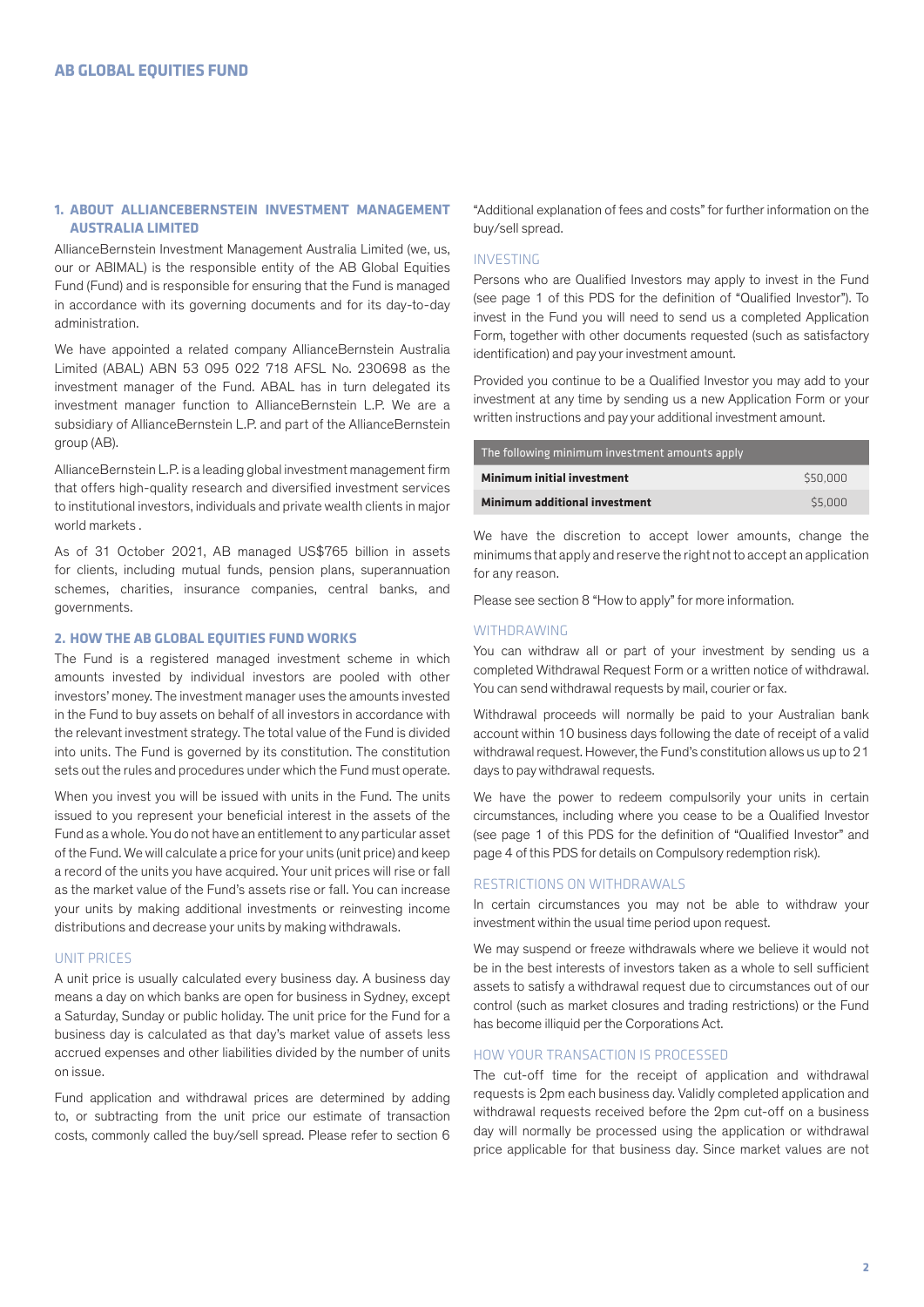## 1. ABOUT ALLIANCEBERNSTEIN INVESTMENT MANAGEMENT AUSTRALIA LIMITED

AllianceBernstein Investment Management Australia Limited (we, us, our or ABIMAL) is the responsible entity of the AB Global Equities Fund (Fund) and is responsible for ensuring that the Fund is managed in accordance with its governing documents and for its day-to-day administration.

We have appointed a related company AllianceBernstein Australia Limited (ABAL) ABN 53 095 022 718 AFSL No. 230698 as the investment manager of the Fund. ABAL has in turn delegated its investment manager function to AllianceBernstein L.P. We are a subsidiary of AllianceBernstein L.P. and part of the AllianceBernstein group (AB).

AllianceBernstein L.P. is a leading global investment management firm that offers high-quality research and diversified investment services to institutional investors, individuals and private wealth clients in major world markets .

As of 31 October 2021, AB managed US$765 billion in assets for clients, including mutual funds, pension plans, superannuation schemes, charities, insurance companies, central banks, and governments.

## 2. HOW THE AB GLOBAL EQUITIES FUND WORKS

The Fund is a registered managed investment scheme in which amounts invested by individual investors are pooled with other investors' money. The investment manager uses the amounts invested in the Fund to buy assets on behalf of all investors in accordance with the relevant investment strategy. The total value of the Fund is divided into units. The Fund is governed by its constitution. The constitution sets out the rules and procedures under which the Fund must operate.

When you invest you will be issued with units in the Fund. The units issued to you represent your beneficial interest in the assets of the Fund as a whole. You do not have an entitlement to any particular asset of the Fund. We will calculate a price for your units (unit price) and keep a record of the units you have acquired. Your unit prices will rise or fall as the market value of the Fund's assets rise or fall. You can increase your units by making additional investments or reinvesting income distributions and decrease your units by making withdrawals.

### UNIT PRICES

A unit price is usually calculated every business day. A business day means a day on which banks are open for business in Sydney, except a Saturday, Sunday or public holiday. The unit price for the Fund for a business day is calculated as that day's market value of assets less accrued expenses and other liabilities divided by the number of units on issue.

Fund application and withdrawal prices are determined by adding to, or subtracting from the unit price our estimate of transaction costs, commonly called the buy/sell spread. Please refer to section 6 "Additional explanation of fees and costs" for further information on the buy/sell spread.

### INVESTING

Persons who are Qualified Investors may apply to invest in the Fund (see page 1 of this PDS for the definition of "Qualified Investor"). To invest in the Fund you will need to send us a completed Application Form, together with other documents requested (such as satisfactory identification) and pay your investment amount.

Provided you continue to be a Qualified Investor you may add to your investment at any time by sending us a new Application Form or your written instructions and pay your additional investment amount.

| The following minimum investment amounts apply | |
|---|---|
| **Minimum initial investment** | $50,000 |
| **Minimum additional investment** | $5,000 |

We have the discretion to accept lower amounts, change the minimums that apply and reserve the right not to accept an application for any reason.

Please see section 8 "How to apply" for more information.

### WITHDRAWING

You can withdraw all or part of your investment by sending us a completed Withdrawal Request Form or a written notice of withdrawal. You can send withdrawal requests by mail, courier or fax.

Withdrawal proceeds will normally be paid to your Australian bank account within 10 business days following the date of receipt of a valid withdrawal request. However, the Fund's constitution allows us up to 21 days to pay withdrawal requests.

We have the power to redeem compulsorily your units in certain circumstances, including where you cease to be a Qualified Investor (see page 1 of this PDS for the definition of "Qualified Investor" and page 4 of this PDS for details on Compulsory redemption risk).

### RESTRICTIONS ON WITHDRAWALS

In certain circumstances you may not be able to withdraw your investment within the usual time period upon request.

We may suspend or freeze withdrawals where we believe it would not be in the best interests of investors taken as a whole to sell sufficient assets to satisfy a withdrawal request due to circumstances out of our control (such as market closures and trading restrictions) or the Fund has become illiquid per the Corporations Act.

### HOW YOUR TRANSACTION IS PROCESSED

The cut-off time for the receipt of application and withdrawal requests is 2pm each business day. Validly completed application and withdrawal requests received before the 2pm cut-off on a business day will normally be processed using the application or withdrawal price applicable for that business day. Since market values are not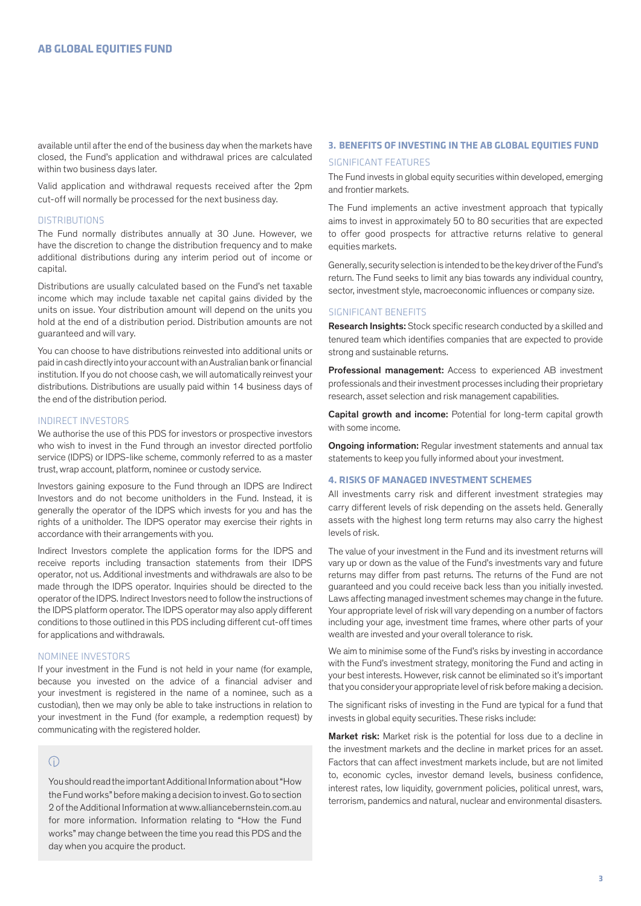available until after the end of the business day when the markets have closed, the Fund's application and withdrawal prices are calculated within two business days later.

Valid application and withdrawal requests received after the 2pm cut-off will normally be processed for the next business day.

### DISTRIBUTIONS

The Fund normally distributes annually at 30 June. However, we have the discretion to change the distribution frequency and to make additional distributions during any interim period out of income or capital.

Distributions are usually calculated based on the Fund's net taxable income which may include taxable net capital gains divided by the units on issue. Your distribution amount will depend on the units you hold at the end of a distribution period. Distribution amounts are not guaranteed and will vary.

You can choose to have distributions reinvested into additional units or paid in cash directly into your account with an Australian bank or financial institution. If you do not choose cash, we will automatically reinvest your distributions. Distributions are usually paid within 14 business days of the end of the distribution period.

### INDIRECT INVESTORS

We authorise the use of this PDS for investors or prospective investors who wish to invest in the Fund through an investor directed portfolio service (IDPS) or IDPS-like scheme, commonly referred to as a master trust, wrap account, platform, nominee or custody service.

Investors gaining exposure to the Fund through an IDPS are Indirect Investors and do not become unitholders in the Fund. Instead, it is generally the operator of the IDPS which invests for you and has the rights of a unitholder. The IDPS operator may exercise their rights in accordance with their arrangements with you.

Indirect Investors complete the application forms for the IDPS and receive reports including transaction statements from their IDPS operator, not us. Additional investments and withdrawals are also to be made through the IDPS operator. Inquiries should be directed to the operator of the IDPS. Indirect Investors need to follow the instructions of the IDPS platform operator. The IDPS operator may also apply different conditions to those outlined in this PDS including different cut-off times for applications and withdrawals.

### NOMINEE INVESTORS

If your investment in the Fund is not held in your name (for example, because you invested on the advice of a financial adviser and your investment is registered in the name of a nominee, such as a custodian), then we may only be able to take instructions in relation to your investment in the Fund (for example, a redemption request) by communicating with the registered holder.

> ⓘ
>
> You should read the important Additional Information about "How the Fund works" before making a decision to invest. Go to section 2 of the Additional Information at www.alliancebernstein.com.au for more information. Information relating to "How the Fund works" may change between the time you read this PDS and the day when you acquire the product.

## 3. BENEFITS OF INVESTING IN THE AB GLOBAL EQUITIES FUND

### SIGNIFICANT FEATURES

The Fund invests in global equity securities within developed, emerging and frontier markets.

The Fund implements an active investment approach that typically aims to invest in approximately 50 to 80 securities that are expected to offer good prospects for attractive returns relative to general equities markets.

Generally, security selection is intended to be the key driver of the Fund's return. The Fund seeks to limit any bias towards any individual country, sector, investment style, macroeconomic influences or company size.

### SIGNIFICANT BENEFITS

**Research Insights:** Stock specific research conducted by a skilled and tenured team which identifies companies that are expected to provide strong and sustainable returns.

**Professional management:** Access to experienced AB investment professionals and their investment processes including their proprietary research, asset selection and risk management capabilities.

**Capital growth and income:** Potential for long-term capital growth with some income.

**Ongoing information:** Regular investment statements and annual tax statements to keep you fully informed about your investment.

## 4. RISKS OF MANAGED INVESTMENT SCHEMES

All investments carry risk and different investment strategies may carry different levels of risk depending on the assets held. Generally assets with the highest long term returns may also carry the highest levels of risk.

The value of your investment in the Fund and its investment returns will vary up or down as the value of the Fund's investments vary and future returns may differ from past returns. The returns of the Fund are not guaranteed and you could receive back less than you initially invested. Laws affecting managed investment schemes may change in the future. Your appropriate level of risk will vary depending on a number of factors including your age, investment time frames, where other parts of your wealth are invested and your overall tolerance to risk.

We aim to minimise some of the Fund's risks by investing in accordance with the Fund's investment strategy, monitoring the Fund and acting in your best interests. However, risk cannot be eliminated so it's important that you consider your appropriate level of risk before making a decision.

The significant risks of investing in the Fund are typical for a fund that invests in global equity securities. These risks include:

**Market risk:** Market risk is the potential for loss due to a decline in the investment markets and the decline in market prices for an asset. Factors that can affect investment markets include, but are not limited to, economic cycles, investor demand levels, business confidence, interest rates, low liquidity, government policies, political unrest, wars, terrorism, pandemics and natural, nuclear and environmental disasters.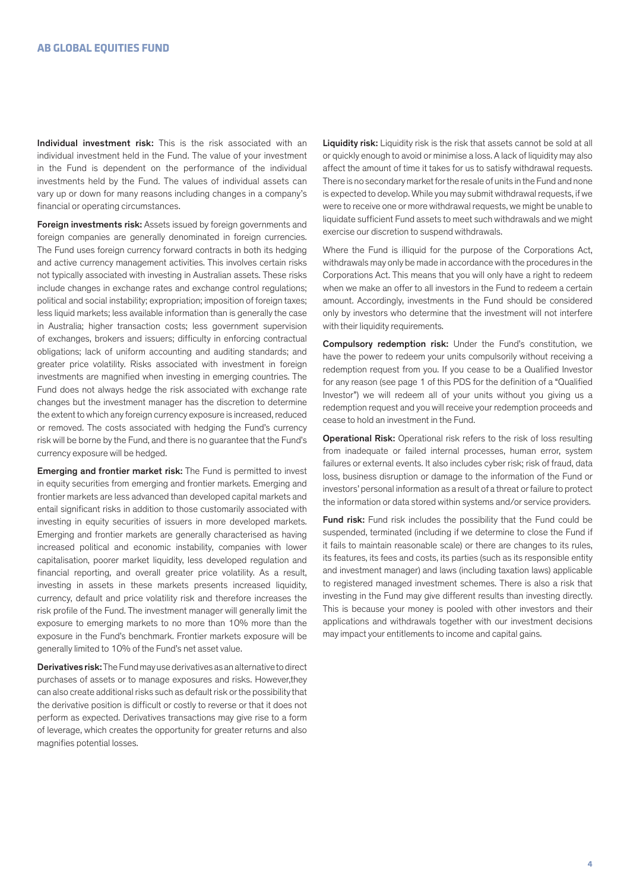**Individual investment risk:** This is the risk associated with an individual investment held in the Fund. The value of your investment in the Fund is dependent on the performance of the individual investments held by the Fund. The values of individual assets can vary up or down for many reasons including changes in a company's financial or operating circumstances.

**Foreign investments risk:** Assets issued by foreign governments and foreign companies are generally denominated in foreign currencies. The Fund uses foreign currency forward contracts in both its hedging and active currency management activities. This involves certain risks not typically associated with investing in Australian assets. These risks include changes in exchange rates and exchange control regulations; political and social instability; expropriation; imposition of foreign taxes; less liquid markets; less available information than is generally the case in Australia; higher transaction costs; less government supervision of exchanges, brokers and issuers; difficulty in enforcing contractual obligations; lack of uniform accounting and auditing standards; and greater price volatility. Risks associated with investment in foreign investments are magnified when investing in emerging countries. The Fund does not always hedge the risk associated with exchange rate changes but the investment manager has the discretion to determine the extent to which any foreign currency exposure is increased, reduced or removed. The costs associated with hedging the Fund's currency risk will be borne by the Fund, and there is no guarantee that the Fund's currency exposure will be hedged.

**Emerging and frontier market risk:** The Fund is permitted to invest in equity securities from emerging and frontier markets. Emerging and frontier markets are less advanced than developed capital markets and entail significant risks in addition to those customarily associated with investing in equity securities of issuers in more developed markets. Emerging and frontier markets are generally characterised as having increased political and economic instability, companies with lower capitalisation, poorer market liquidity, less developed regulation and financial reporting, and overall greater price volatility. As a result, investing in assets in these markets presents increased liquidity, currency, default and price volatility risk and therefore increases the risk profile of the Fund. The investment manager will generally limit the exposure to emerging markets to no more than 10% more than the exposure in the Fund's benchmark. Frontier markets exposure will be generally limited to 10% of the Fund's net asset value.

**Derivatives risk:** The Fund may use derivatives as an alternative to direct purchases of assets or to manage exposures and risks. However,they can also create additional risks such as default risk or the possibility that the derivative position is difficult or costly to reverse or that it does not perform as expected. Derivatives transactions may give rise to a form of leverage, which creates the opportunity for greater returns and also magnifies potential losses.

**Liquidity risk:** Liquidity risk is the risk that assets cannot be sold at all or quickly enough to avoid or minimise a loss. A lack of liquidity may also affect the amount of time it takes for us to satisfy withdrawal requests. There is no secondary market for the resale of units in the Fund and none is expected to develop. While you may submit withdrawal requests, if we were to receive one or more withdrawal requests, we might be unable to liquidate sufficient Fund assets to meet such withdrawals and we might exercise our discretion to suspend withdrawals.

Where the Fund is illiquid for the purpose of the Corporations Act, withdrawals may only be made in accordance with the procedures in the Corporations Act. This means that you will only have a right to redeem when we make an offer to all investors in the Fund to redeem a certain amount. Accordingly, investments in the Fund should be considered only by investors who determine that the investment will not interfere with their liquidity requirements.

**Compulsory redemption risk:** Under the Fund's constitution, we have the power to redeem your units compulsorily without receiving a redemption request from you. If you cease to be a Qualified Investor for any reason (see page 1 of this PDS for the definition of a "Qualified Investor") we will redeem all of your units without you giving us a redemption request and you will receive your redemption proceeds and cease to hold an investment in the Fund.

**Operational Risk:** Operational risk refers to the risk of loss resulting from inadequate or failed internal processes, human error, system failures or external events. It also includes cyber risk; risk of fraud, data loss, business disruption or damage to the information of the Fund or investors' personal information as a result of a threat or failure to protect the information or data stored within systems and/or service providers.

**Fund risk:** Fund risk includes the possibility that the Fund could be suspended, terminated (including if we determine to close the Fund if it fails to maintain reasonable scale) or there are changes to its rules, its features, its fees and costs, its parties (such as its responsible entity and investment manager) and laws (including taxation laws) applicable to registered managed investment schemes. There is also a risk that investing in the Fund may give different results than investing directly. This is because your money is pooled with other investors and their applications and withdrawals together with our investment decisions may impact your entitlements to income and capital gains.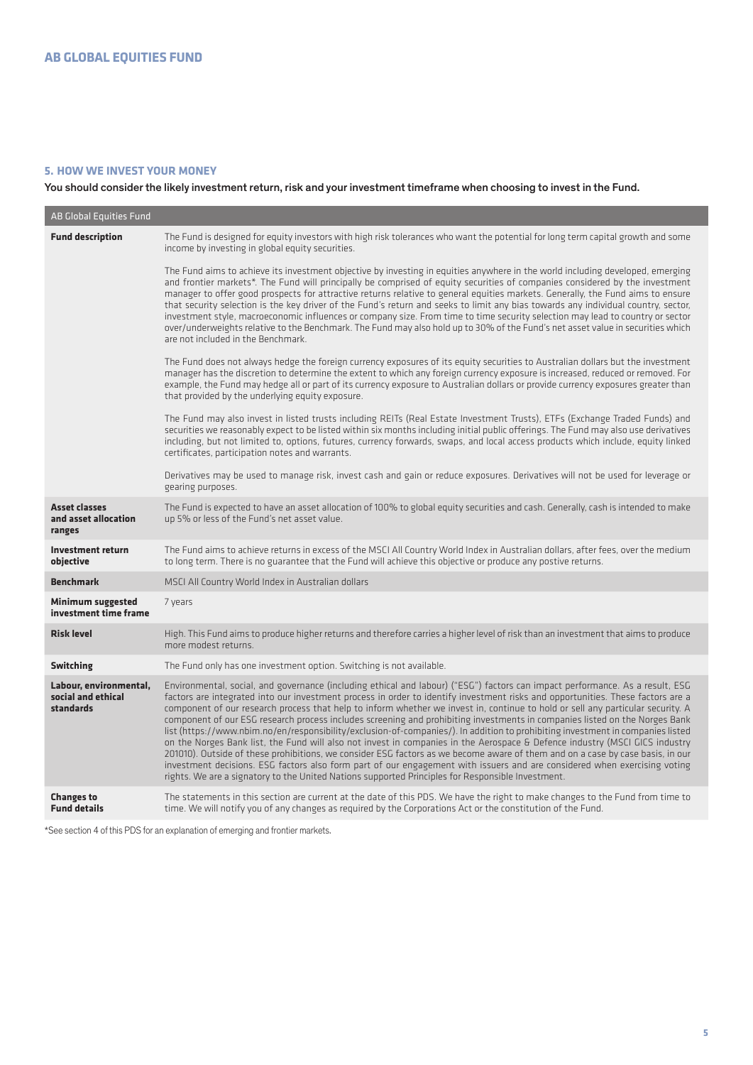# AB GLOBAL EQUITIES FUND

## 5. HOW WE INVEST YOUR MONEY

**You should consider the likely investment return, risk and your investment timeframe when choosing to invest in the Fund.**

| AB Global Equities Fund | |
|---|---|
| **Fund description** | The Fund is designed for equity investors with high risk tolerances who want the potential for long term capital growth and some income by investing in global equity securities.<br><br>The Fund aims to achieve its investment objective by investing in equities anywhere in the world including developed, emerging and frontier markets*. The Fund will principally be comprised of equity securities of companies considered by the investment manager to offer good prospects for attractive returns relative to general equities markets. Generally, the Fund aims to ensure that security selection is the key driver of the Fund's return and seeks to limit any bias towards any individual country, sector, investment style, macroeconomic influences or company size. From time to time security selection may lead to country or sector over/underweights relative to the Benchmark. The Fund may also hold up to 30% of the Fund's net asset value in securities which are not included in the Benchmark.<br><br>The Fund does not always hedge the foreign currency exposures of its equity securities to Australian dollars but the investment manager has the discretion to determine the extent to which any foreign currency exposure is increased, reduced or removed. For example, the Fund may hedge all or part of its currency exposure to Australian dollars or provide currency exposures greater than that provided by the underlying equity exposure.<br><br>The Fund may also invest in listed trusts including REITs (Real Estate Investment Trusts), ETFs (Exchange Traded Funds) and securities we reasonably expect to be listed within six months including initial public offerings. The Fund may also use derivatives including, but not limited to, options, futures, currency forwards, swaps, and local access products which include, equity linked certificates, participation notes and warrants.<br><br>Derivatives may be used to manage risk, invest cash and gain or reduce exposures. Derivatives will not be used for leverage or gearing purposes. |
| **Asset classes and asset allocation ranges** | The Fund is expected to have an asset allocation of 100% to global equity securities and cash. Generally, cash is intended to make up 5% or less of the Fund's net asset value. |
| **Investment return objective** | The Fund aims to achieve returns in excess of the MSCI All Country World Index in Australian dollars, after fees, over the medium to long term. There is no guarantee that the Fund will achieve this objective or produce any postive returns. |
| **Benchmark** | MSCI All Country World Index in Australian dollars |
| **Minimum suggested investment time frame** | 7 years |
| **Risk level** | High. This Fund aims to produce higher returns and therefore carries a higher level of risk than an investment that aims to produce more modest returns. |
| **Switching** | The Fund only has one investment option. Switching is not available. |
| **Labour, environmental, social and ethical standards** | Environmental, social, and governance (including ethical and labour) ("ESG") factors can impact performance. As a result, ESG factors are integrated into our investment process in order to identify investment risks and opportunities. These factors are a component of our research process that help to inform whether we invest in, continue to hold or sell any particular security. A component of our ESG research process includes screening and prohibiting investments in companies listed on the Norges Bank list (https://www.nbim.no/en/responsibility/exclusion-of-companies/). In addition to prohibiting investment in companies listed on the Norges Bank list, the Fund will also not invest in companies in the Aerospace & Defence industry (MSCI GICS industry 201010). Outside of these prohibitions, we consider ESG factors as we become aware of them and on a case by case basis, in our investment decisions. ESG factors also form part of our engagement with issuers and are considered when exercising voting rights. We are a signatory to the United Nations supported Principles for Responsible Investment. |
| **Changes to Fund details** | The statements in this section are current at the date of this PDS. We have the right to make changes to the Fund from time to time. We will notify you of any changes as required by the Corporations Act or the constitution of the Fund. |

*See section 4 of this PDS for an explanation of emerging and frontier markets.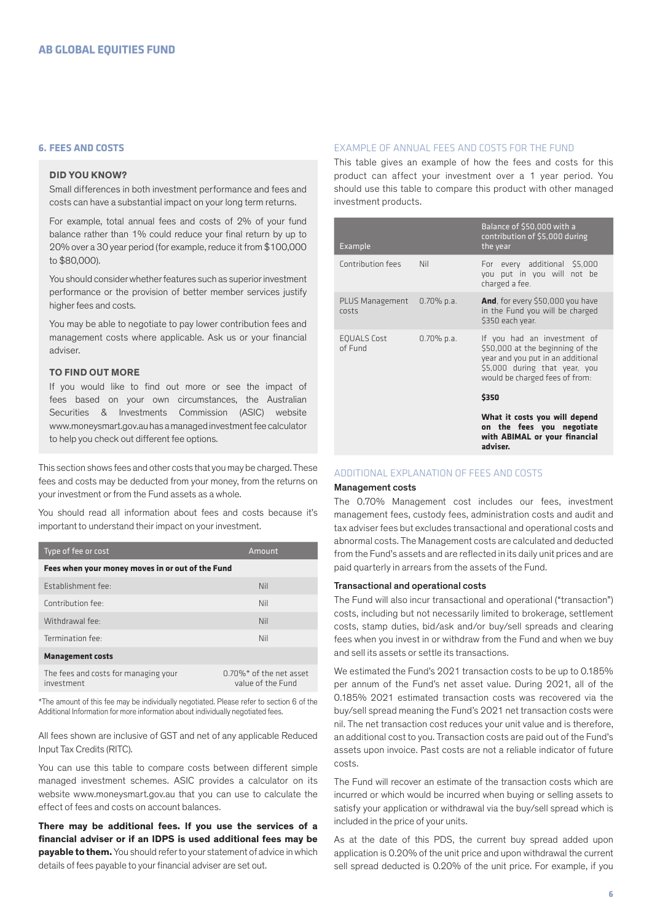## 6. FEES AND COSTS

### DID YOU KNOW?

Small differences in both investment performance and fees and costs can have a substantial impact on your long term returns.

For example, total annual fees and costs of 2% of your fund balance rather than 1% could reduce your final return by up to 20% over a 30 year period (for example, reduce it from $100,000 to $80,000).

You should consider whether features such as superior investment performance or the provision of better member services justify higher fees and costs.

You may be able to negotiate to pay lower contribution fees and management costs where applicable. Ask us or your financial adviser.

### TO FIND OUT MORE

If you would like to find out more or see the impact of fees based on your own circumstances, the Australian Securities & Investments Commission (ASIC) website www.moneysmart.gov.au has a managed investment fee calculator to help you check out different fee options.

This section shows fees and other costs that you may be charged. These fees and costs may be deducted from your money, from the returns on your investment or from the Fund assets as a whole.

You should read all information about fees and costs because it's important to understand their impact on your investment.

| Type of fee or cost | Amount |
|---|---|
| **Fees when your money moves in or out of the Fund** | |
| Establishment fee: | Nil |
| Contribution fee: | Nil |
| Withdrawal fee: | Nil |
| Termination fee: | Nil |
| **Management costs** | |
| The fees and costs for managing your investment | 0.70%* of the net asset value of the Fund |

*The amount of this fee may be individually negotiated. Please refer to section 6 of the Additional Information for more information about individually negotiated fees.

All fees shown are inclusive of GST and net of any applicable Reduced Input Tax Credits (RITC).

You can use this table to compare costs between different simple managed investment schemes. ASIC provides a calculator on its website www.moneysmart.gov.au that you can use to calculate the effect of fees and costs on account balances.

**There may be additional fees. If you use the services of a financial adviser or if an IDPS is used additional fees may be payable to them.** You should refer to your statement of advice in which details of fees payable to your financial adviser are set out.

### EXAMPLE OF ANNUAL FEES AND COSTS FOR THE FUND

This table gives an example of how the fees and costs for this product can affect your investment over a 1 year period. You should use this table to compare this product with other managed investment products.

| Example | | Balance of $50,000 with a contribution of $5,000 during the year |
|---|---|---|
| Contribution fees | Nil | For every additional $5,000 you put in you will not be charged a fee. |
| PLUS Management costs | 0.70% p.a. | **And**, for every $50,000 you have in the Fund you will be charged $350 each year. |
| EQUALS Cost of Fund | 0.70% p.a. | If you had an investment of $50,000 at the beginning of the year and you put in an additional $5,000 during that year, you would be charged fees of from: **$350** **What it costs you will depend on the fees you negotiate with ABIMAL or your financial adviser.** |

### ADDITIONAL EXPLANATION OF FEES AND COSTS

#### Management costs

The 0.70% Management cost includes our fees, investment management fees, custody fees, administration costs and audit and tax adviser fees but excludes transactional and operational costs and abnormal costs. The Management costs are calculated and deducted from the Fund's assets and are reflected in its daily unit prices and are paid quarterly in arrears from the assets of the Fund.

#### Transactional and operational costs

The Fund will also incur transactional and operational ("transaction") costs, including but not necessarily limited to brokerage, settlement costs, stamp duties, bid/ask and/or buy/sell spreads and clearing fees when you invest in or withdraw from the Fund and when we buy and sell its assets or settle its transactions.

We estimated the Fund's 2021 transaction costs to be up to 0.185% per annum of the Fund's net asset value. During 2021, all of the 0.185% 2021 estimated transaction costs was recovered via the buy/sell spread meaning the Fund's 2021 net transaction costs were nil. The net transaction cost reduces your unit value and is therefore, an additional cost to you. Transaction costs are paid out of the Fund's assets upon invoice. Past costs are not a reliable indicator of future costs.

The Fund will recover an estimate of the transaction costs which are incurred or which would be incurred when buying or selling assets to satisfy your application or withdrawal via the buy/sell spread which is included in the price of your units.

As at the date of this PDS, the current buy spread added upon application is 0.20% of the unit price and upon withdrawal the current sell spread deducted is 0.20% of the unit price. For example, if you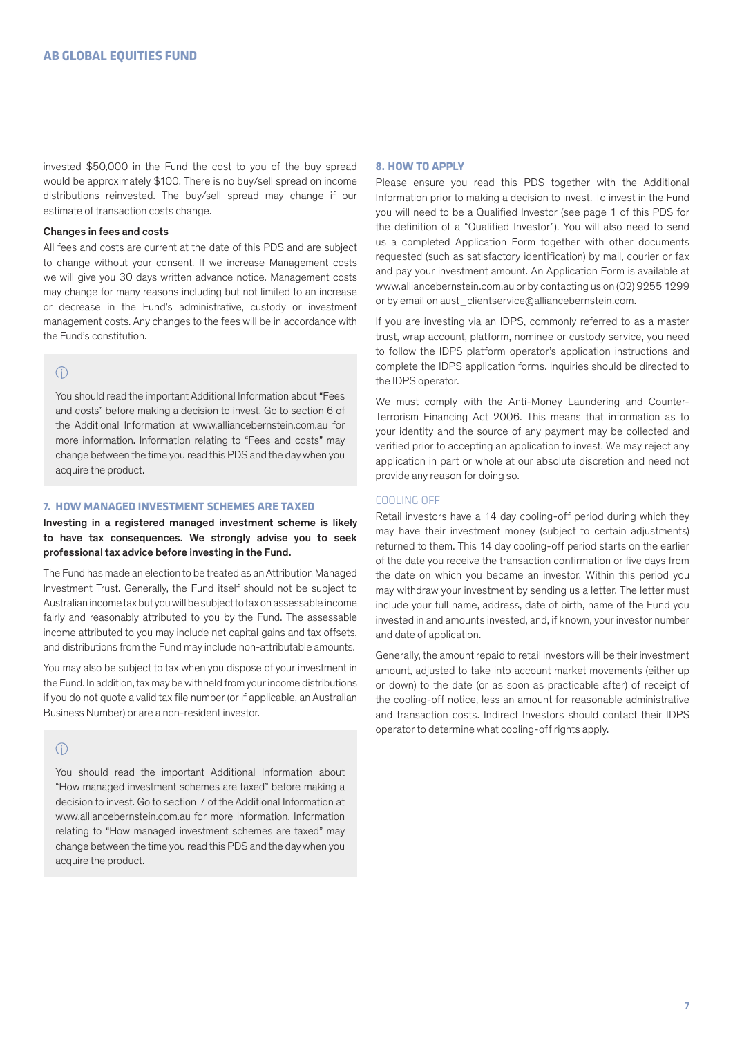invested $50,000 in the Fund the cost to you of the buy spread would be approximately $100. There is no buy/sell spread on income distributions reinvested. The buy/sell spread may change if our estimate of transaction costs change.

### Changes in fees and costs

All fees and costs are current at the date of this PDS and are subject to change without your consent. If we increase Management costs we will give you 30 days written advance notice. Management costs may change for many reasons including but not limited to an increase or decrease in the Fund's administrative, custody or investment management costs. Any changes to the fees will be in accordance with the Fund's constitution.

> ⓘ
>
> You should read the important Additional Information about "Fees and costs" before making a decision to invest. Go to section 6 of the Additional Information at www.alliancebernstein.com.au for more information. Information relating to "Fees and costs" may change between the time you read this PDS and the day when you acquire the product.

## 7. HOW MANAGED INVESTMENT SCHEMES ARE TAXED

**Investing in a registered managed investment scheme is likely to have tax consequences. We strongly advise you to seek professional tax advice before investing in the Fund.**

The Fund has made an election to be treated as an Attribution Managed Investment Trust. Generally, the Fund itself should not be subject to Australian income tax but you will be subject to tax on assessable income fairly and reasonably attributed to you by the Fund. The assessable income attributed to you may include net capital gains and tax offsets, and distributions from the Fund may include non-attributable amounts.

You may also be subject to tax when you dispose of your investment in the Fund. In addition, tax may be withheld from your income distributions if you do not quote a valid tax file number (or if applicable, an Australian Business Number) or are a non-resident investor.

> ⓘ
>
> You should read the important Additional Information about "How managed investment schemes are taxed" before making a decision to invest. Go to section 7 of the Additional Information at www.alliancebernstein.com.au for more information. Information relating to "How managed investment schemes are taxed" may change between the time you read this PDS and the day when you acquire the product.

## 8. HOW TO APPLY

Please ensure you read this PDS together with the Additional Information prior to making a decision to invest. To invest in the Fund you will need to be a Qualified Investor (see page 1 of this PDS for the definition of a "Qualified Investor"). You will also need to send us a completed Application Form together with other documents requested (such as satisfactory identification) by mail, courier or fax and pay your investment amount. An Application Form is available at www.alliancebernstein.com.au or by contacting us on (02) 9255 1299 or by email on aust_clientservice@alliancebernstein.com.

If you are investing via an IDPS, commonly referred to as a master trust, wrap account, platform, nominee or custody service, you need to follow the IDPS platform operator's application instructions and complete the IDPS application forms. Inquiries should be directed to the IDPS operator.

We must comply with the Anti-Money Laundering and Counter-Terrorism Financing Act 2006. This means that information as to your identity and the source of any payment may be collected and verified prior to accepting an application to invest. We may reject any application in part or whole at our absolute discretion and need not provide any reason for doing so.

### COOLING OFF

Retail investors have a 14 day cooling-off period during which they may have their investment money (subject to certain adjustments) returned to them. This 14 day cooling-off period starts on the earlier of the date you receive the transaction confirmation or five days from the date on which you became an investor. Within this period you may withdraw your investment by sending us a letter. The letter must include your full name, address, date of birth, name of the Fund you invested in and amounts invested, and, if known, your investor number and date of application.

Generally, the amount repaid to retail investors will be their investment amount, adjusted to take into account market movements (either up or down) to the date (or as soon as practicable after) of receipt of the cooling-off notice, less an amount for reasonable administrative and transaction costs. Indirect Investors should contact their IDPS operator to determine what cooling-off rights apply.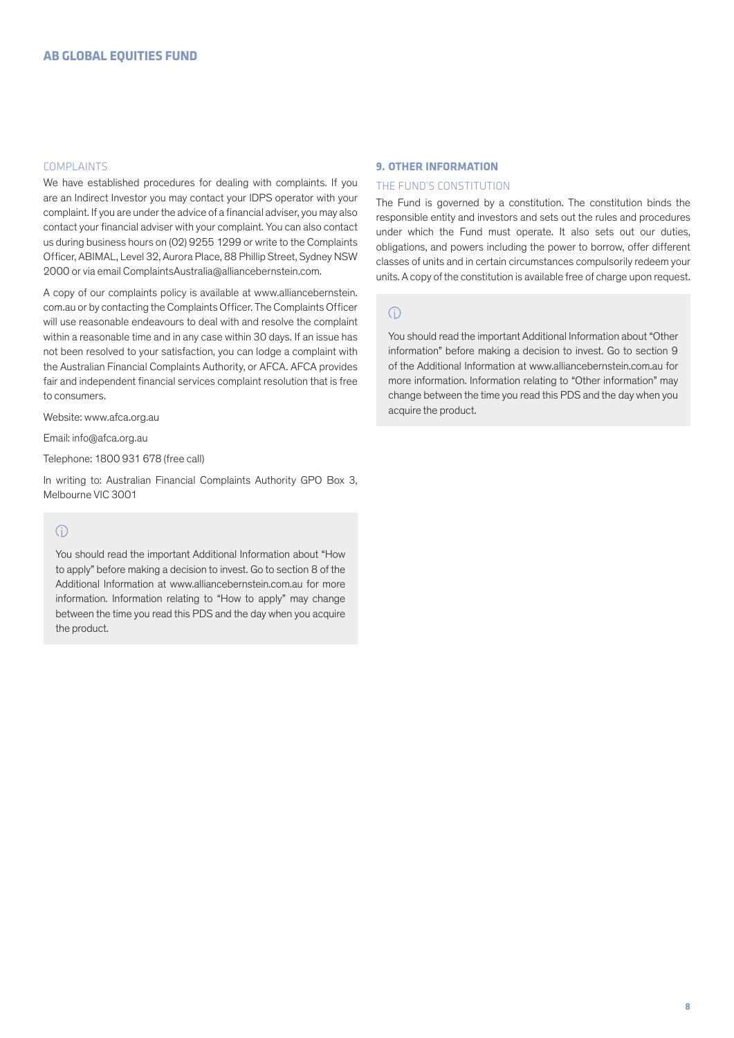### COMPLAINTS

We have established procedures for dealing with complaints. If you are an Indirect Investor you may contact your IDPS operator with your complaint. If you are under the advice of a financial adviser, you may also contact your financial adviser with your complaint. You can also contact us during business hours on (02) 9255 1299 or write to the Complaints Officer, ABIMAL, Level 32, Aurora Place, 88 Phillip Street, Sydney NSW 2000 or via email ComplaintsAustralia@alliancebernstein.com.

A copy of our complaints policy is available at www.alliancebernstein.com.au or by contacting the Complaints Officer. The Complaints Officer will use reasonable endeavours to deal with and resolve the complaint within a reasonable time and in any case within 30 days. If an issue has not been resolved to your satisfaction, you can lodge a complaint with the Australian Financial Complaints Authority, or AFCA. AFCA provides fair and independent financial services complaint resolution that is free to consumers.

Website: www.afca.org.au

Email: info@afca.org.au

Telephone: 1800 931 678 (free call)

In writing to: Australian Financial Complaints Authority GPO Box 3, Melbourne VIC 3001

> ⓘ
>
> You should read the important Additional Information about "How to apply" before making a decision to invest. Go to section 8 of the Additional Information at www.alliancebernstein.com.au for more information. Information relating to "How to apply" may change between the time you read this PDS and the day when you acquire the product.

## 9. OTHER INFORMATION

### THE FUND'S CONSTITUTION

The Fund is governed by a constitution. The constitution binds the responsible entity and investors and sets out the rules and procedures under which the Fund must operate. It also sets out our duties, obligations, and powers including the power to borrow, offer different classes of units and in certain circumstances compulsorily redeem your units. A copy of the constitution is available free of charge upon request.

> ⓘ
>
> You should read the important Additional Information about "Other information" before making a decision to invest. Go to section 9 of the Additional Information at www.alliancebernstein.com.au for more information. Information relating to "Other information" may change between the time you read this PDS and the day when you acquire the product.